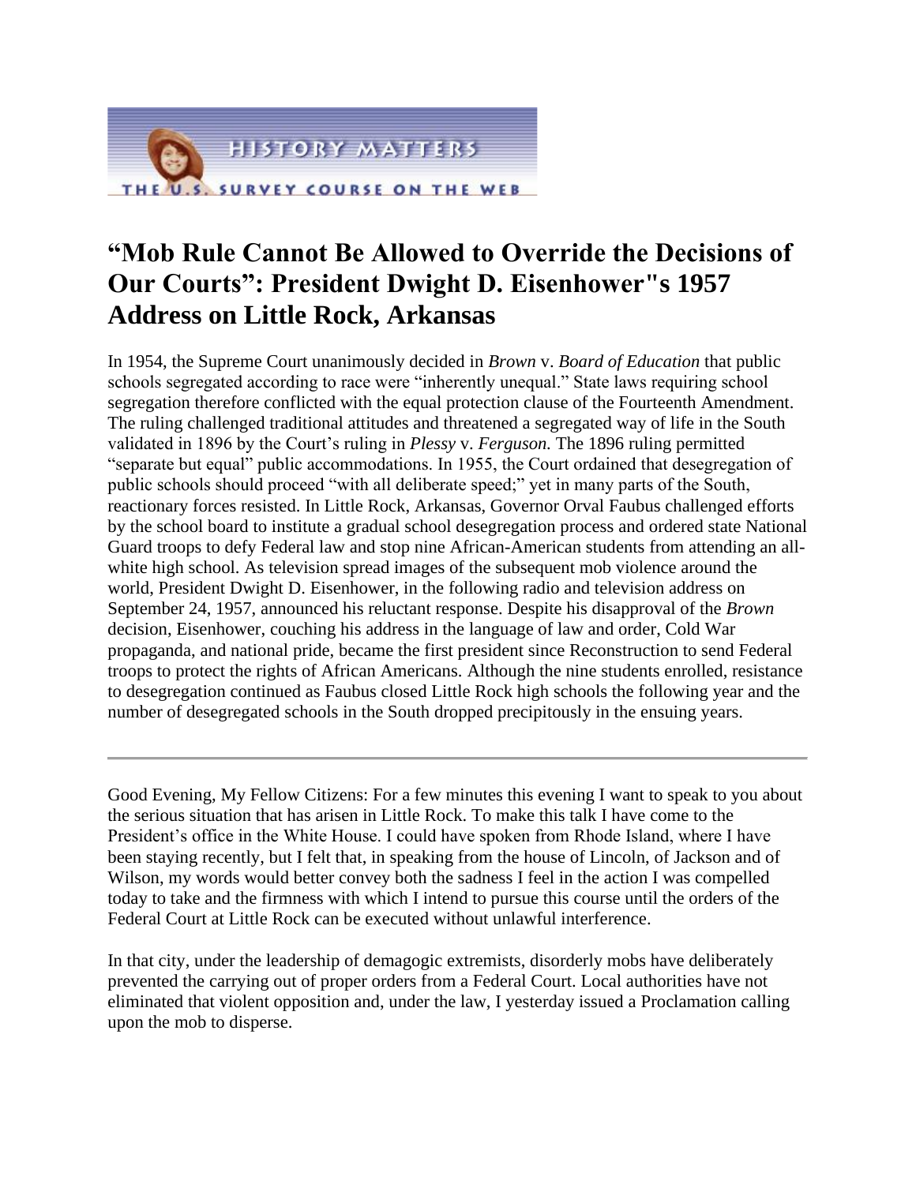# “Mob Rule Cannot Be Allowed to Override the Decisions of Our Courts”: President Dwight D. Eisenhower"s 1957 Address on Little Rock, Arkansas

In 1954, the Supreme Court unanimously decided in *Brown* v. *Board of Education* that public schools segregated according to race were “inherently unequal.” State laws requiring school segregation therefore conflicted with the equal protection clause of the Fourteenth Amendment. The ruling challenged traditional attitudes and threatened a segregated way of life in the South validated in 1896 by the Court’s ruling in *Plessy* v. *Ferguson.* The 1896 ruling permitted “separate but equal” public accommodations. In 1955, the Court ordained that desegregation of public schools should proceed “with all deliberate speed;” yet in many parts of the South, reactionary forces resisted. In Little Rock, Arkansas, Governor Orval Faubus challenged efforts by the school board to institute a gradual school desegregation process and ordered state National Guard troops to defy Federal law and stop nine African-American students from attending an all-white high school. As television spread images of the subsequent mob violence around the world, President Dwight D. Eisenhower, in the following radio and television address on September 24, 1957, announced his reluctant response. Despite his disapproval of the *Brown* decision, Eisenhower, couching his address in the language of law and order, Cold War propaganda, and national pride, became the first president since Reconstruction to send Federal troops to protect the rights of African Americans. Although the nine students enrolled, resistance to desegregation continued as Faubus closed Little Rock high schools the following year and the number of desegregated schools in the South dropped precipitously in the ensuing years.

---

Good Evening, My Fellow Citizens: For a few minutes this evening I want to speak to you about the serious situation that has arisen in Little Rock. To make this talk I have come to the President’s office in the White House. I could have spoken from Rhode Island, where I have been staying recently, but I felt that, in speaking from the house of Lincoln, of Jackson and of Wilson, my words would better convey both the sadness I feel in the action I was compelled today to take and the firmness with which I intend to pursue this course until the orders of the Federal Court at Little Rock can be executed without unlawful interference.

In that city, under the leadership of demagogic extremists, disorderly mobs have deliberately prevented the carrying out of proper orders from a Federal Court. Local authorities have not eliminated that violent opposition and, under the law, I yesterday issued a Proclamation calling upon the mob to disperse.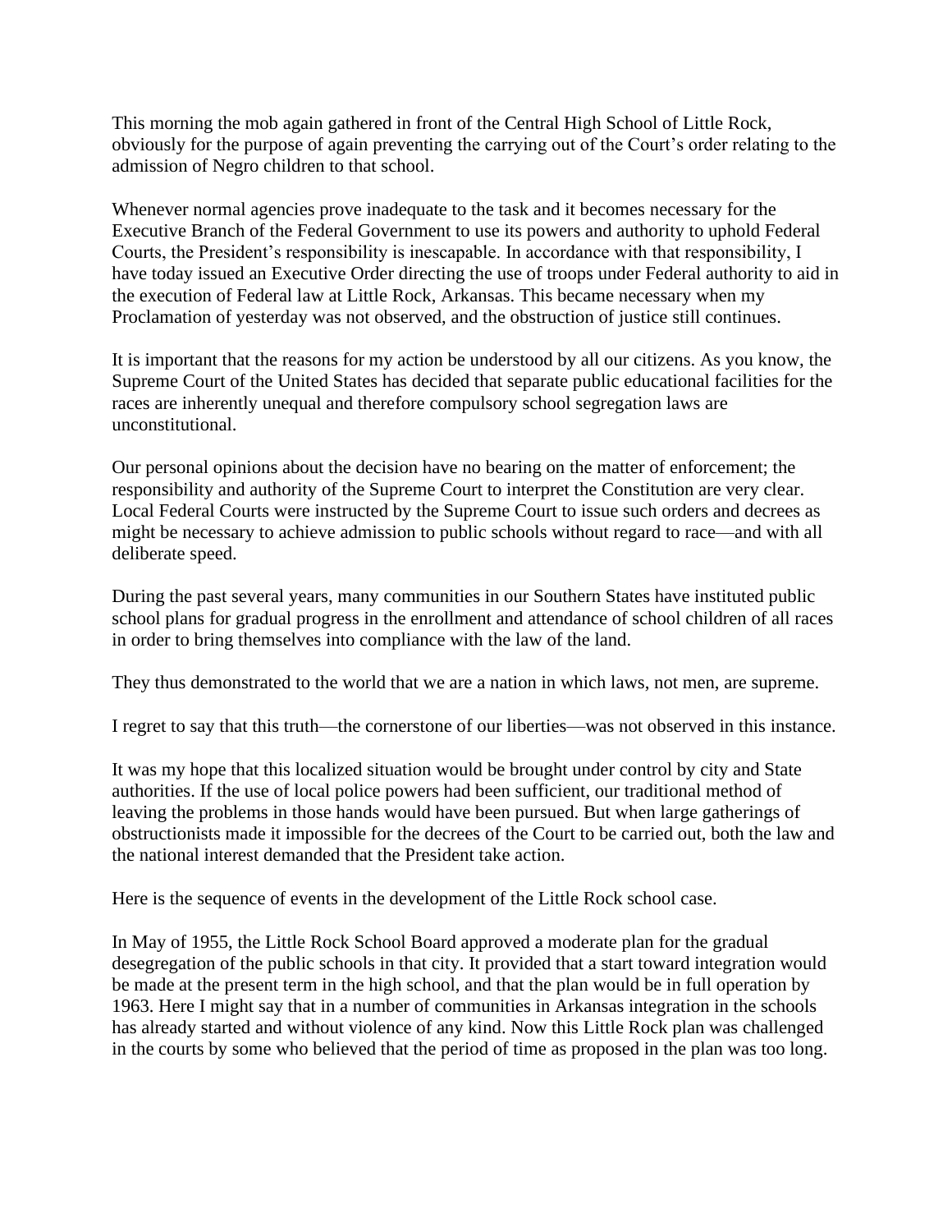This morning the mob again gathered in front of the Central High School of Little Rock, obviously for the purpose of again preventing the carrying out of the Court's order relating to the admission of Negro children to that school.

Whenever normal agencies prove inadequate to the task and it becomes necessary for the Executive Branch of the Federal Government to use its powers and authority to uphold Federal Courts, the President's responsibility is inescapable. In accordance with that responsibility, I have today issued an Executive Order directing the use of troops under Federal authority to aid in the execution of Federal law at Little Rock, Arkansas. This became necessary when my Proclamation of yesterday was not observed, and the obstruction of justice still continues.

It is important that the reasons for my action be understood by all our citizens. As you know, the Supreme Court of the United States has decided that separate public educational facilities for the races are inherently unequal and therefore compulsory school segregation laws are unconstitutional.

Our personal opinions about the decision have no bearing on the matter of enforcement; the responsibility and authority of the Supreme Court to interpret the Constitution are very clear. Local Federal Courts were instructed by the Supreme Court to issue such orders and decrees as might be necessary to achieve admission to public schools without regard to race—and with all deliberate speed.

During the past several years, many communities in our Southern States have instituted public school plans for gradual progress in the enrollment and attendance of school children of all races in order to bring themselves into compliance with the law of the land.

They thus demonstrated to the world that we are a nation in which laws, not men, are supreme.

I regret to say that this truth—the cornerstone of our liberties—was not observed in this instance.

It was my hope that this localized situation would be brought under control by city and State authorities. If the use of local police powers had been sufficient, our traditional method of leaving the problems in those hands would have been pursued. But when large gatherings of obstructionists made it impossible for the decrees of the Court to be carried out, both the law and the national interest demanded that the President take action.

Here is the sequence of events in the development of the Little Rock school case.

In May of 1955, the Little Rock School Board approved a moderate plan for the gradual desegregation of the public schools in that city. It provided that a start toward integration would be made at the present term in the high school, and that the plan would be in full operation by 1963. Here I might say that in a number of communities in Arkansas integration in the schools has already started and without violence of any kind. Now this Little Rock plan was challenged in the courts by some who believed that the period of time as proposed in the plan was too long.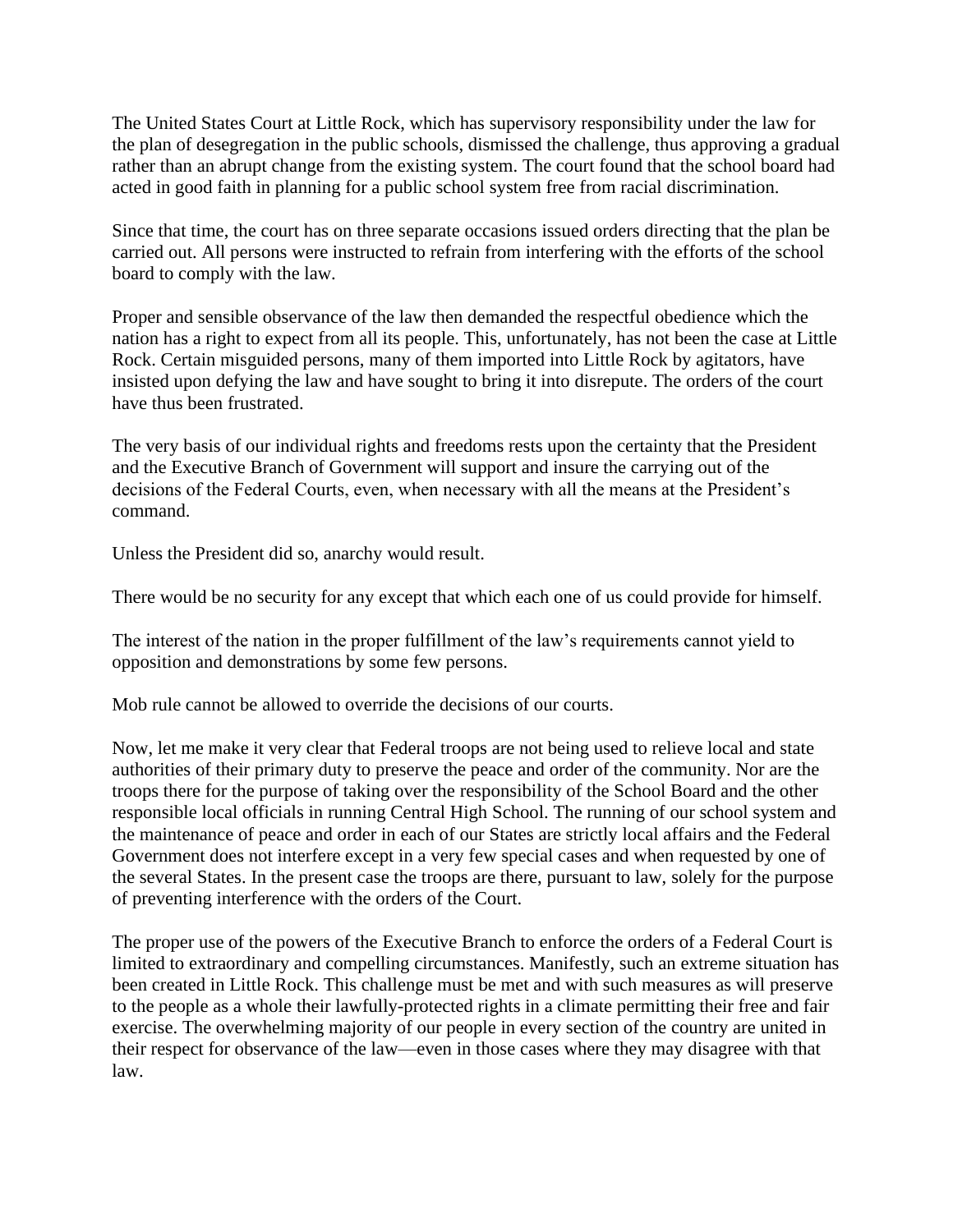The United States Court at Little Rock, which has supervisory responsibility under the law for the plan of desegregation in the public schools, dismissed the challenge, thus approving a gradual rather than an abrupt change from the existing system. The court found that the school board had acted in good faith in planning for a public school system free from racial discrimination.

Since that time, the court has on three separate occasions issued orders directing that the plan be carried out. All persons were instructed to refrain from interfering with the efforts of the school board to comply with the law.

Proper and sensible observance of the law then demanded the respectful obedience which the nation has a right to expect from all its people. This, unfortunately, has not been the case at Little Rock. Certain misguided persons, many of them imported into Little Rock by agitators, have insisted upon defying the law and have sought to bring it into disrepute. The orders of the court have thus been frustrated.

The very basis of our individual rights and freedoms rests upon the certainty that the President and the Executive Branch of Government will support and insure the carrying out of the decisions of the Federal Courts, even, when necessary with all the means at the President's command.

Unless the President did so, anarchy would result.

There would be no security for any except that which each one of us could provide for himself.

The interest of the nation in the proper fulfillment of the law's requirements cannot yield to opposition and demonstrations by some few persons.

Mob rule cannot be allowed to override the decisions of our courts.

Now, let me make it very clear that Federal troops are not being used to relieve local and state authorities of their primary duty to preserve the peace and order of the community. Nor are the troops there for the purpose of taking over the responsibility of the School Board and the other responsible local officials in running Central High School. The running of our school system and the maintenance of peace and order in each of our States are strictly local affairs and the Federal Government does not interfere except in a very few special cases and when requested by one of the several States. In the present case the troops are there, pursuant to law, solely for the purpose of preventing interference with the orders of the Court.

The proper use of the powers of the Executive Branch to enforce the orders of a Federal Court is limited to extraordinary and compelling circumstances. Manifestly, such an extreme situation has been created in Little Rock. This challenge must be met and with such measures as will preserve to the people as a whole their lawfully-protected rights in a climate permitting their free and fair exercise. The overwhelming majority of our people in every section of the country are united in their respect for observance of the law—even in those cases where they may disagree with that law.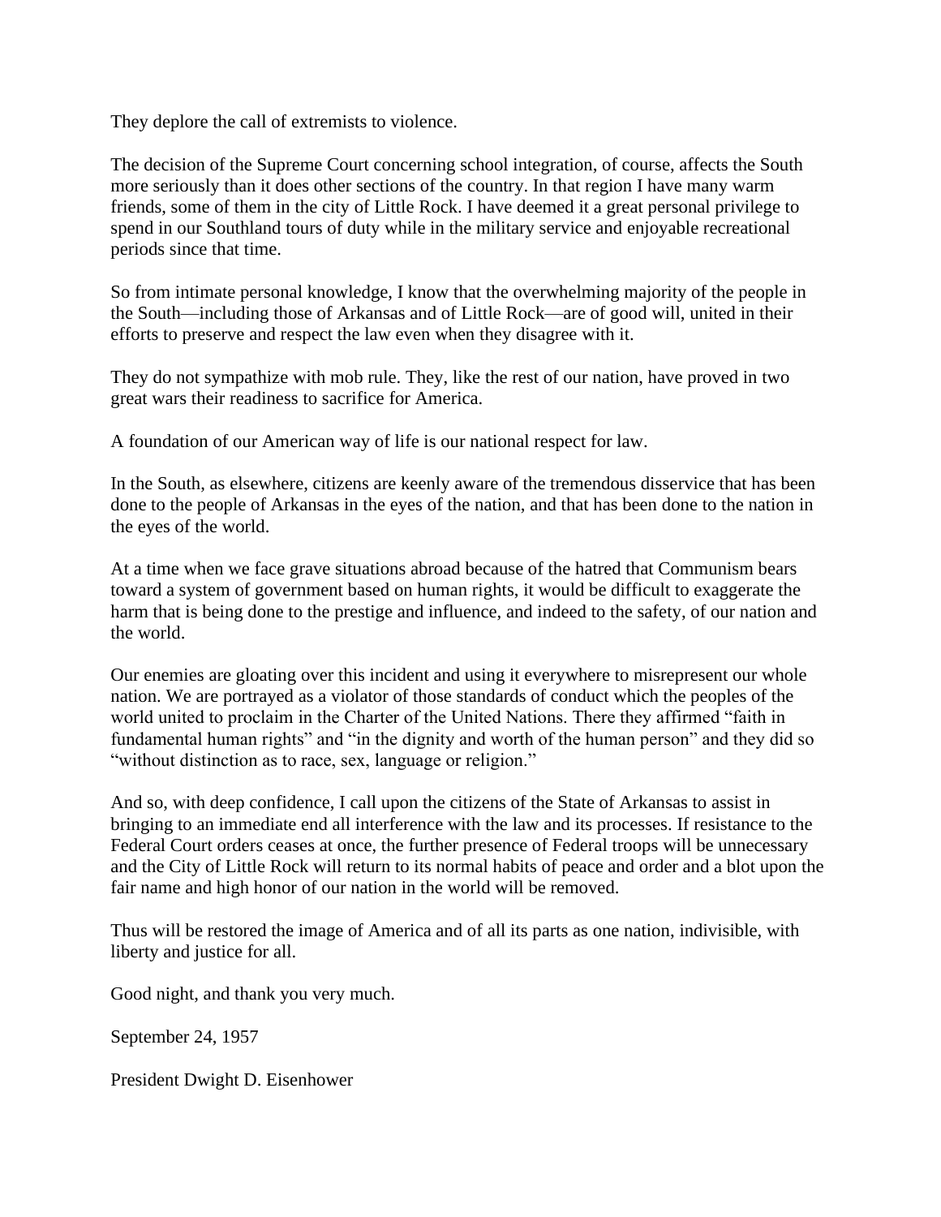They deplore the call of extremists to violence.

The decision of the Supreme Court concerning school integration, of course, affects the South more seriously than it does other sections of the country. In that region I have many warm friends, some of them in the city of Little Rock. I have deemed it a great personal privilege to spend in our Southland tours of duty while in the military service and enjoyable recreational periods since that time.

So from intimate personal knowledge, I know that the overwhelming majority of the people in the South—including those of Arkansas and of Little Rock—are of good will, united in their efforts to preserve and respect the law even when they disagree with it.

They do not sympathize with mob rule. They, like the rest of our nation, have proved in two great wars their readiness to sacrifice for America.

A foundation of our American way of life is our national respect for law.

In the South, as elsewhere, citizens are keenly aware of the tremendous disservice that has been done to the people of Arkansas in the eyes of the nation, and that has been done to the nation in the eyes of the world.

At a time when we face grave situations abroad because of the hatred that Communism bears toward a system of government based on human rights, it would be difficult to exaggerate the harm that is being done to the prestige and influence, and indeed to the safety, of our nation and the world.

Our enemies are gloating over this incident and using it everywhere to misrepresent our whole nation. We are portrayed as a violator of those standards of conduct which the peoples of the world united to proclaim in the Charter of the United Nations. There they affirmed "faith in fundamental human rights" and "in the dignity and worth of the human person" and they did so "without distinction as to race, sex, language or religion."

And so, with deep confidence, I call upon the citizens of the State of Arkansas to assist in bringing to an immediate end all interference with the law and its processes. If resistance to the Federal Court orders ceases at once, the further presence of Federal troops will be unnecessary and the City of Little Rock will return to its normal habits of peace and order and a blot upon the fair name and high honor of our nation in the world will be removed.

Thus will be restored the image of America and of all its parts as one nation, indivisible, with liberty and justice for all.

Good night, and thank you very much.

September 24, 1957

President Dwight D. Eisenhower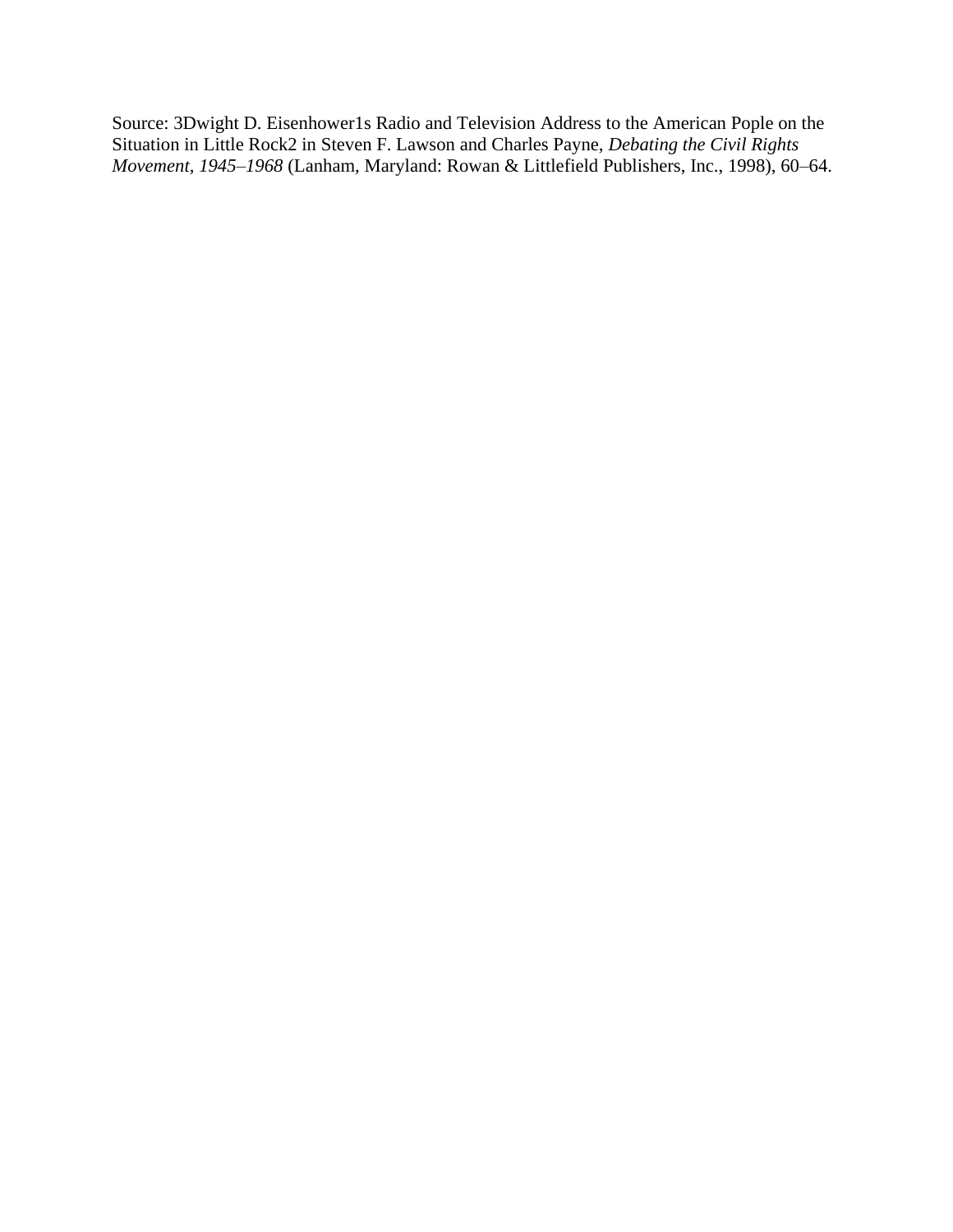Source: 3Dwight D. Eisenhower1s Radio and Television Address to the American Pople on the Situation in Little Rock2 in Steven F. Lawson and Charles Payne, *Debating the Civil Rights Movement, 1945–1968* (Lanham, Maryland: Rowan & Littlefield Publishers, Inc., 1998), 60–64.